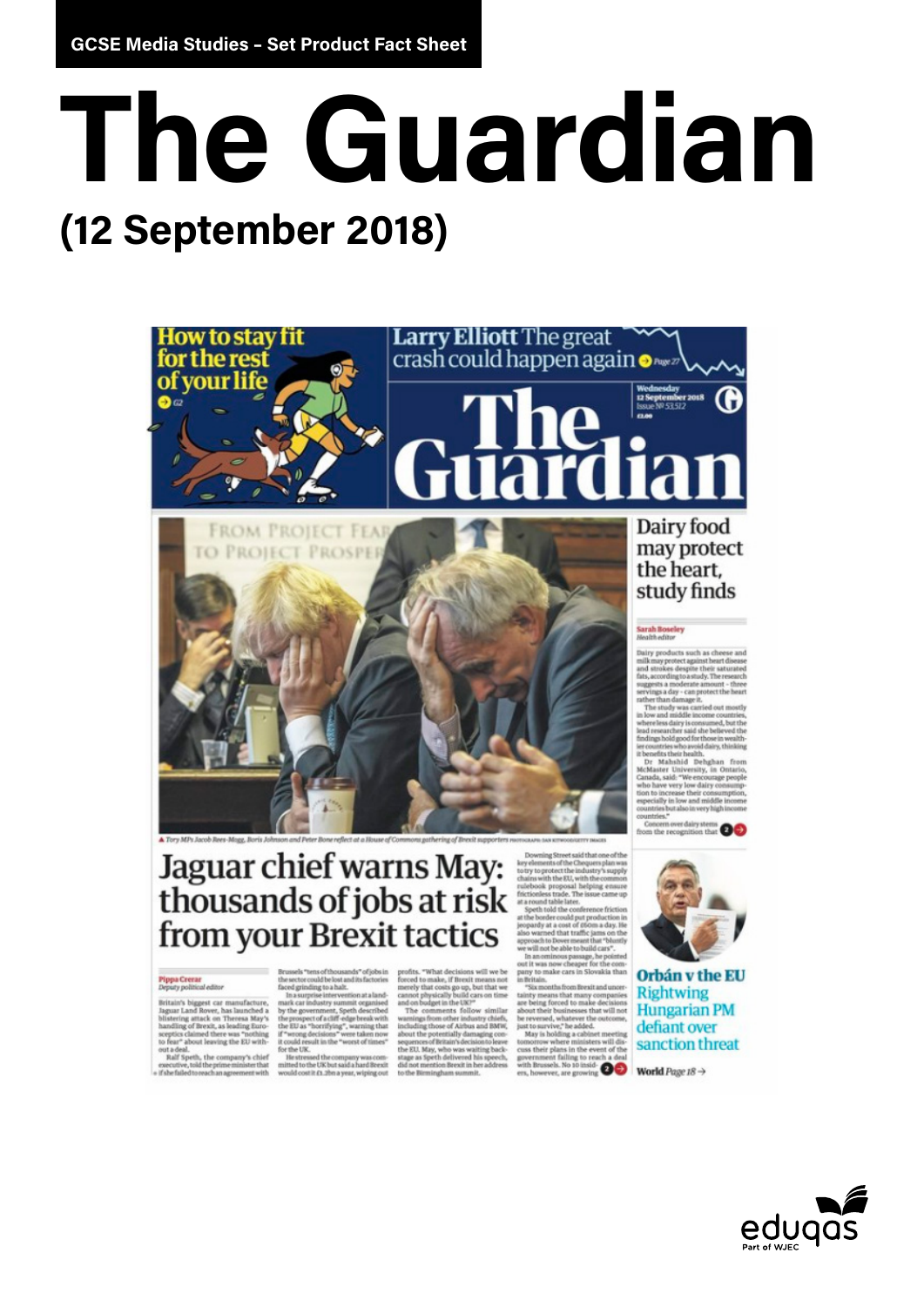GCSE Media Studies – Set Product Fact Sheet

# The Guardian

## (12 September 2018)

**How to stay fit for the rest of your life** G2

**Larry Elliott** The great crash could happen again Page 27

Wednesday 12 September 2018
Issue № 53,512
£2.00

# The Guardian

FROM PROJECT FEAR TO PROJECT PROSPER

▲ Tory MPs Jacob Rees-Mogg, Boris Johnson and Peter Bone reflect at a House of Commons gathering of Brexit supporters

## Jaguar chief warns May: thousands of jobs at risk from your Brexit tactics

**Pippa Crerar**
*Deputy political editor*

Britain's biggest car manufacturer, Jaguar Land Rover, has launched a blistering attack on Theresa May's handling of Brexit, as leading Eurosceptics claimed there was "nothing to fear" about leaving the EU without a deal.

Ralf Speth, the company's chief executive, told the prime minister that if she failed to reach an agreement with Brussels "tens of thousands" of jobs in the sector could be lost and its factories faced grinding to a halt.

In a surprise intervention at a landmark car industry summit organised by the government, Speth described the prospect of a cliff-edge break with the EU as "horrifying", warning that if "wrong decisions" were taken now it could result in the "worst of times" for the UK.

He stressed the company was committed to the UK but said a hard Brexit would cost it £1.2bn a year, wiping out profits. "What decisions will we be forced to make, if Brexit means not merely that costs go up, but that we cannot physically build cars on time and on budget in the UK?"

The comments follow similar warnings from other industry chiefs, including those of Airbus and BMW, about the potentially damaging consequences of Britain's decision to leave the EU. May, who was waiting backstage as Speth delivered his speech, did not mention Brexit in her address to the Birmingham summit.

Downing Street said that one of the key elements of the Chequers plan was to try to protect the industry's supply chains with the EU, with the common rulebook proposal helping ensure frictionless trade. The issue came up at a round table later.

Speth told the conference friction at the border could put production in jeopardy at a cost of £60m a day. He also warned that traffic jams on the approach to Dover meant that "bluntly we will not be able to build cars".

In an ominous passage, he pointed out it was now cheaper for the company to make cars in Slovakia than in Britain.

"Six months from Brexit and uncertainty means that many companies are being forced to make decisions about their businesses that will not be reversed, whatever the outcome, just to survive," he added.

May is holding a cabinet meeting tomorrow where ministers will discuss their plans in the event of the government failing to reach a deal with Brussels. No 10 insiders, however, are growing 2 →

## Dairy food may protect the heart, study finds

**Sarah Boseley**
*Health editor*

Dairy products such as cheese and milk may protect against heart disease and strokes despite their saturated fats, according to a study. The research suggests a moderate amount – three servings a day – can protect the heart rather than damage it.

The study was carried out mostly in low and middle income countries, where less dairy is consumed, but the lead researcher said she believed the findings hold good for those in wealthier countries who avoid dairy, thinking it benefits their health.

Dr Mahshid Dehghan from McMaster University, in Ontario, Canada, said: "We encourage people who have very low dairy consumption to increase their consumption, especially in low and middle income countries but also in very high income countries."

Concern over dairy stems from the recognition that 2 →

## Orbán v the EU

Rightwing Hungarian PM defiant over sanction threat

World Page 18 →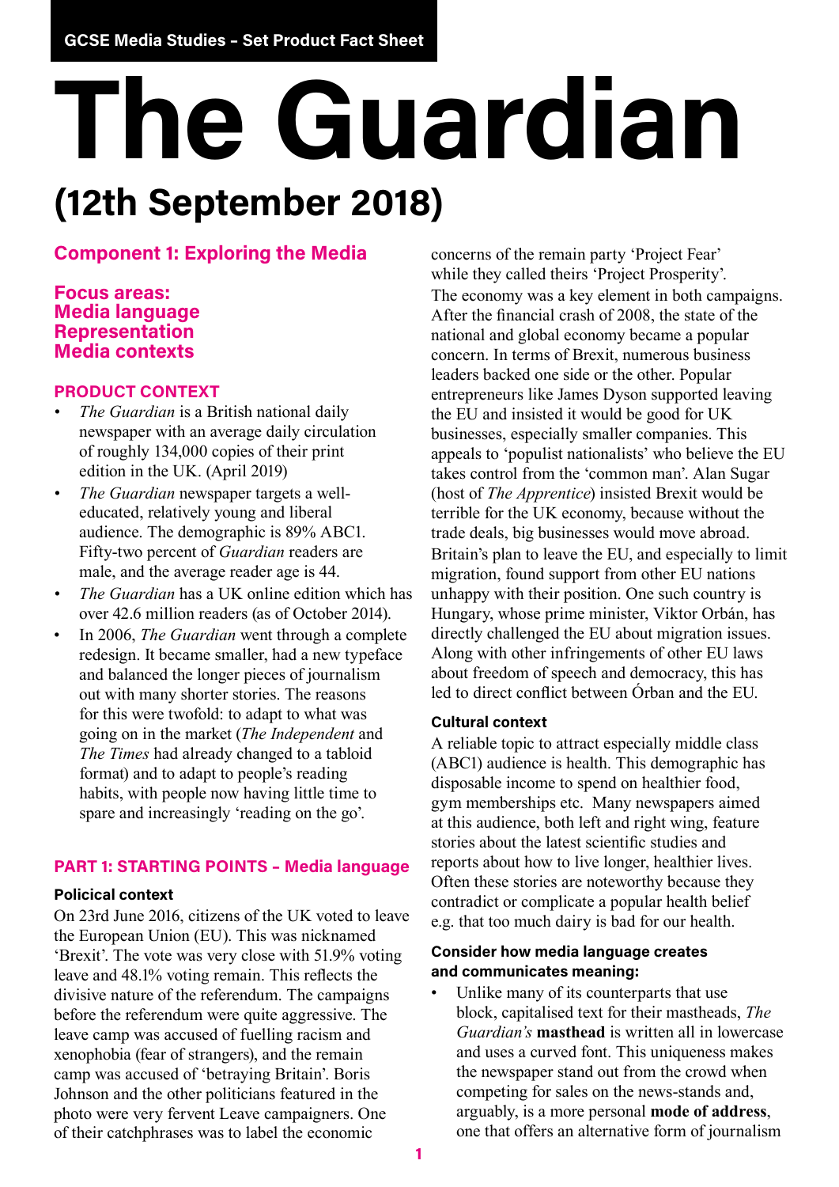GCSE Media Studies – Set Product Fact Sheet

# The Guardian

## (12th September 2018)

### Component 1: Exploring the Media

**Focus areas:**
**Media language**
**Representation**
**Media contexts**

### PRODUCT CONTEXT

- *The Guardian* is a British national daily newspaper with an average daily circulation of roughly 134,000 copies of their print edition in the UK. (April 2019)
- *The Guardian* newspaper targets a well-educated, relatively young and liberal audience. The demographic is 89% ABC1. Fifty-two percent of *Guardian* readers are male, and the average reader age is 44.
- *The Guardian* has a UK online edition which has over 42.6 million readers (as of October 2014).
- In 2006, *The Guardian* went through a complete redesign. It became smaller, had a new typeface and balanced the longer pieces of journalism out with many shorter stories. The reasons for this were twofold: to adapt to what was going on in the market (*The Independent* and *The Times* had already changed to a tabloid format) and to adapt to people's reading habits, with people now having little time to spare and increasingly 'reading on the go'.

### PART 1: STARTING POINTS – Media language

#### Policical context

On 23rd June 2016, citizens of the UK voted to leave the European Union (EU). This was nicknamed 'Brexit'. The vote was very close with 51.9% voting leave and 48.1% voting remain. This reflects the divisive nature of the referendum. The campaigns before the referendum were quite aggressive. The leave camp was accused of fuelling racism and xenophobia (fear of strangers), and the remain camp was accused of 'betraying Britain'. Boris Johnson and the other politicians featured in the photo were very fervent Leave campaigners. One of their catchphrases was to label the economic concerns of the remain party 'Project Fear' while they called theirs 'Project Prosperity'. The economy was a key element in both campaigns. After the financial crash of 2008, the state of the national and global economy became a popular concern. In terms of Brexit, numerous business leaders backed one side or the other. Popular entrepreneurs like James Dyson supported leaving the EU and insisted it would be good for UK businesses, especially smaller companies. This appeals to 'populist nationalists' who believe the EU takes control from the 'common man'. Alan Sugar (host of *The Apprentice*) insisted Brexit would be terrible for the UK economy, because without the trade deals, big businesses would move abroad. Britain's plan to leave the EU, and especially to limit migration, found support from other EU nations unhappy with their position. One such country is Hungary, whose prime minister, Viktor Orbán, has directly challenged the EU about migration issues. Along with other infringements of other EU laws about freedom of speech and democracy, this has led to direct conflict between Órban and the EU.

#### Cultural context

A reliable topic to attract especially middle class (ABC1) audience is health. This demographic has disposable income to spend on healthier food, gym memberships etc. Many newspapers aimed at this audience, both left and right wing, feature stories about the latest scientific studies and reports about how to live longer, healthier lives. Often these stories are noteworthy because they contradict or complicate a popular health belief e.g. that too much dairy is bad for our health.

#### Consider how media language creates and communicates meaning:

- Unlike many of its counterparts that use block, capitalised text for their mastheads, *The Guardian's* **masthead** is written all in lowercase and uses a curved font. This uniqueness makes the newspaper stand out from the crowd when competing for sales on the news-stands and, arguably, is a more personal **mode of address**, one that offers an alternative form of journalism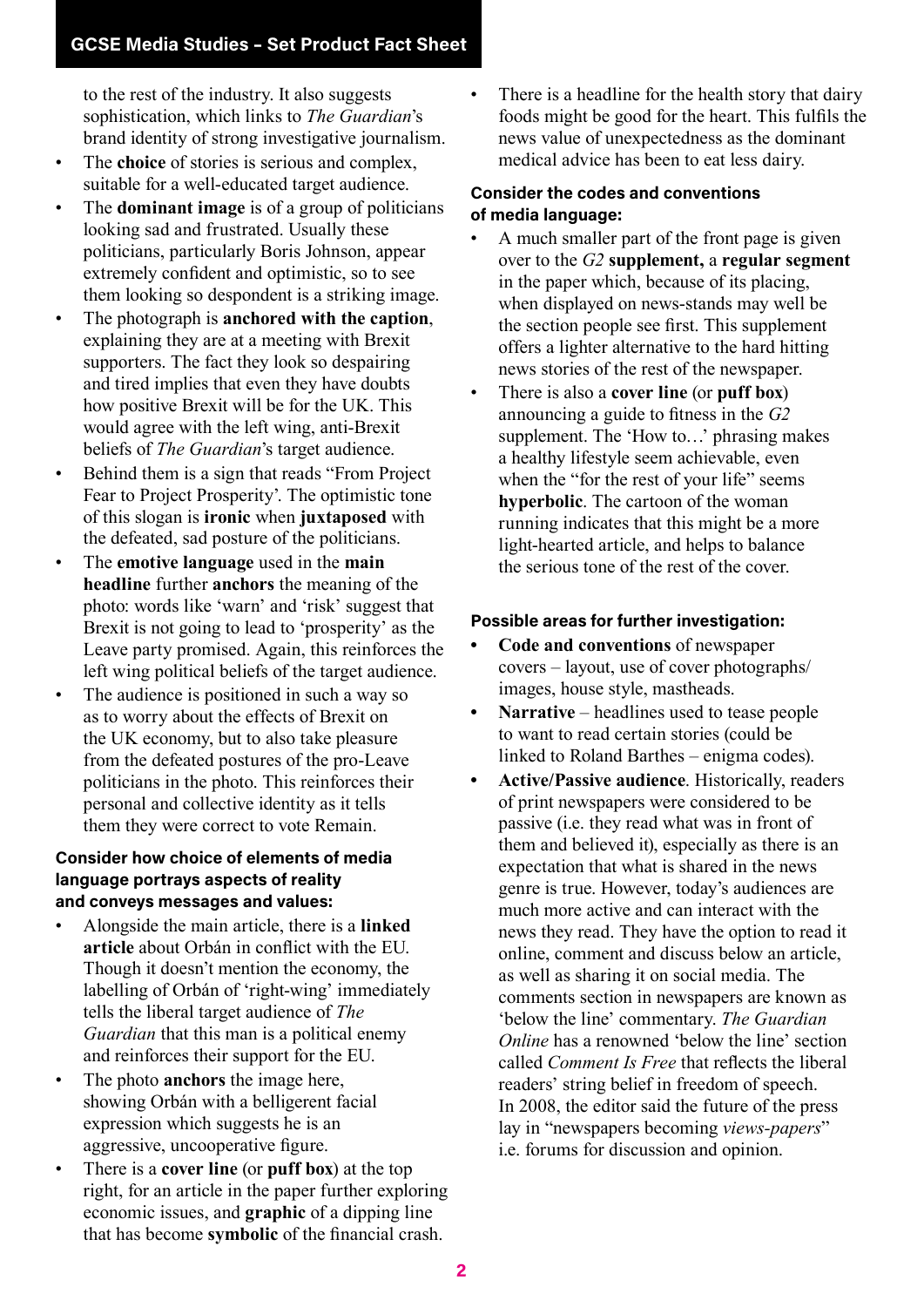to the rest of the industry. It also suggests sophistication, which links to *The Guardian*'s brand identity of strong investigative journalism.

- The **choice** of stories is serious and complex, suitable for a well-educated target audience.
- The **dominant image** is of a group of politicians looking sad and frustrated. Usually these politicians, particularly Boris Johnson, appear extremely confident and optimistic, so to see them looking so despondent is a striking image.
- The photograph is **anchored with the caption**, explaining they are at a meeting with Brexit supporters. The fact they look so despairing and tired implies that even they have doubts how positive Brexit will be for the UK. This would agree with the left wing, anti-Brexit beliefs of *The Guardian*'s target audience.
- Behind them is a sign that reads "From Project Fear to Project Prosperity'. The optimistic tone of this slogan is **ironic** when **juxtaposed** with the defeated, sad posture of the politicians.
- The **emotive language** used in the **main headline** further **anchors** the meaning of the photo: words like 'warn' and 'risk' suggest that Brexit is not going to lead to 'prosperity' as the Leave party promised. Again, this reinforces the left wing political beliefs of the target audience.
- The audience is positioned in such a way so as to worry about the effects of Brexit on the UK economy, but to also take pleasure from the defeated postures of the pro-Leave politicians in the photo. This reinforces their personal and collective identity as it tells them they were correct to vote Remain.

### Consider how choice of elements of media language portrays aspects of reality and conveys messages and values:

- Alongside the main article, there is a **linked article** about Orbán in conflict with the EU. Though it doesn't mention the economy, the labelling of Orbán of 'right-wing' immediately tells the liberal target audience of *The Guardian* that this man is a political enemy and reinforces their support for the EU.
- The photo **anchors** the image here, showing Orbán with a belligerent facial expression which suggests he is an aggressive, uncooperative figure.
- There is a **cover line** (or **puff box**) at the top right, for an article in the paper further exploring economic issues, and **graphic** of a dipping line that has become **symbolic** of the financial crash.
- There is a headline for the health story that dairy foods might be good for the heart. This fulfils the news value of unexpectedness as the dominant medical advice has been to eat less dairy.

### Consider the codes and conventions of media language:

- A much smaller part of the front page is given over to the *G2* **supplement,** a **regular segment** in the paper which, because of its placing, when displayed on news-stands may well be the section people see first. This supplement offers a lighter alternative to the hard hitting news stories of the rest of the newspaper.
- There is also a **cover line** (or **puff box**) announcing a guide to fitness in the *G2* supplement. The 'How to…' phrasing makes a healthy lifestyle seem achievable, even when the "for the rest of your life" seems **hyperbolic**. The cartoon of the woman running indicates that this might be a more light-hearted article, and helps to balance the serious tone of the rest of the cover.

### Possible areas for further investigation:

- **Code and conventions** of newspaper covers – layout, use of cover photographs/ images, house style, mastheads.
- **Narrative** – headlines used to tease people to want to read certain stories (could be linked to Roland Barthes – enigma codes).
- **Active/Passive audience**. Historically, readers of print newspapers were considered to be passive (i.e. they read what was in front of them and believed it), especially as there is an expectation that what is shared in the news genre is true. However, today's audiences are much more active and can interact with the news they read. They have the option to read it online, comment and discuss below an article, as well as sharing it on social media. The comments section in newspapers are known as 'below the line' commentary. *The Guardian Online* has a renowned 'below the line' section called *Comment Is Free* that reflects the liberal readers' string belief in freedom of speech. In 2008, the editor said the future of the press lay in "newspapers becoming *views-papers*" i.e. forums for discussion and opinion.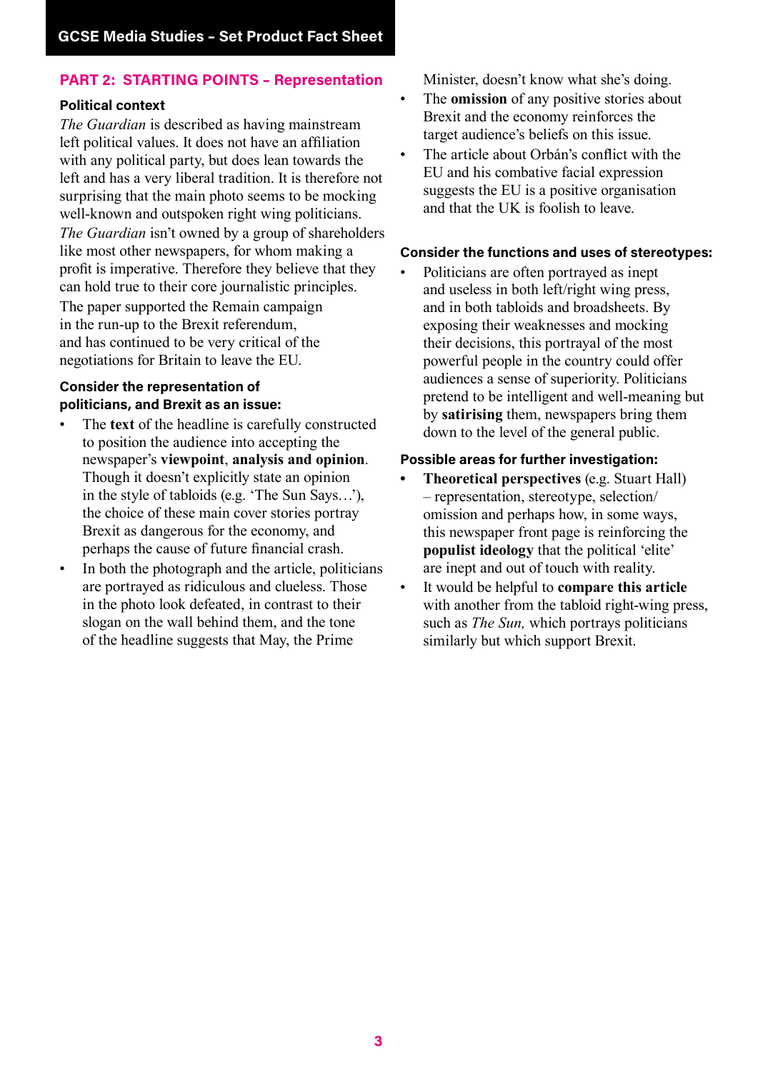## PART 2: STARTING POINTS – Representation

### Political context

*The Guardian* is described as having mainstream left political values. It does not have an affiliation with any political party, but does lean towards the left and has a very liberal tradition. It is therefore not surprising that the main photo seems to be mocking well-known and outspoken right wing politicians. *The Guardian* isn't owned by a group of shareholders like most other newspapers, for whom making a profit is imperative. Therefore they believe that they can hold true to their core journalistic principles.

The paper supported the Remain campaign in the run-up to the Brexit referendum, and has continued to be very critical of the negotiations for Britain to leave the EU.

### Consider the representation of politicians, and Brexit as an issue:

- The **text** of the headline is carefully constructed to position the audience into accepting the newspaper's **viewpoint**, **analysis and opinion**. Though it doesn't explicitly state an opinion in the style of tabloids (e.g. 'The Sun Says…'), the choice of these main cover stories portray Brexit as dangerous for the economy, and perhaps the cause of future financial crash.
- In both the photograph and the article, politicians are portrayed as ridiculous and clueless. Those in the photo look defeated, in contrast to their slogan on the wall behind them, and the tone of the headline suggests that May, the Prime Minister, doesn't know what she's doing.
- The **omission** of any positive stories about Brexit and the economy reinforces the target audience's beliefs on this issue.
- The article about Orbán's conflict with the EU and his combative facial expression suggests the EU is a positive organisation and that the UK is foolish to leave.

### Consider the functions and uses of stereotypes:

- Politicians are often portrayed as inept and useless in both left/right wing press, and in both tabloids and broadsheets. By exposing their weaknesses and mocking their decisions, this portrayal of the most powerful people in the country could offer audiences a sense of superiority. Politicians pretend to be intelligent and well-meaning but by **satirising** them, newspapers bring them down to the level of the general public.

### Possible areas for further investigation:

- **Theoretical perspectives** (e.g. Stuart Hall) – representation, stereotype, selection/omission and perhaps how, in some ways, this newspaper front page is reinforcing the **populist ideology** that the political 'elite' are inept and out of touch with reality.
- It would be helpful to **compare this article** with another from the tabloid right-wing press, such as *The Sun,* which portrays politicians similarly but which support Brexit.